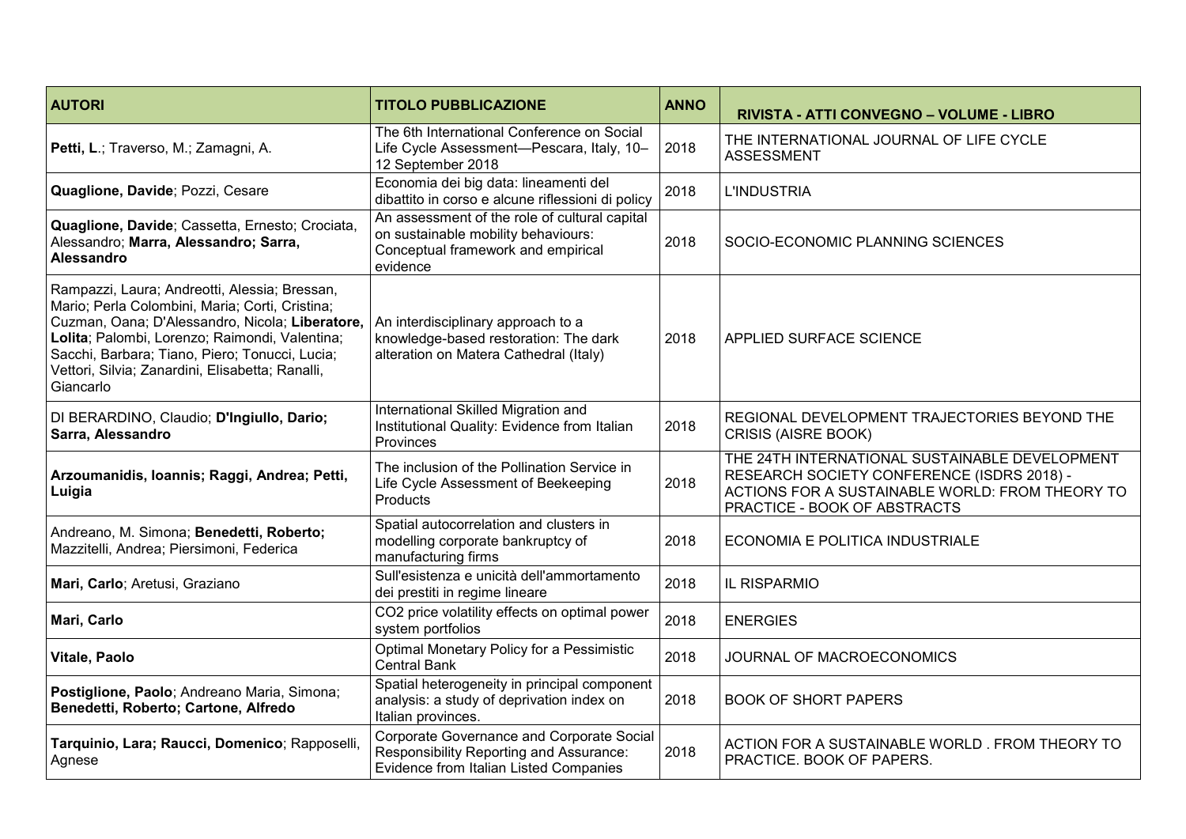| AUTORI | TITOLO PUBBLICAZIONE | ANNO | RIVISTA - ATTI CONVEGNO – VOLUME - LIBRO |
|---|---|---|---|
| **Petti, L**.; Traverso, M.; Zamagni, A. | The 6th International Conference on Social Life Cycle Assessment—Pescara, Italy, 10–12 September 2018 | 2018 | THE INTERNATIONAL JOURNAL OF LIFE CYCLE ASSESSMENT |
| **Quaglione, Davide**; Pozzi, Cesare | Economia dei big data: lineamenti del dibattito in corso e alcune riflessioni di policy | 2018 | L'INDUSTRIA |
| **Quaglione, Davide**; Cassetta, Ernesto; Crociata, Alessandro; **Marra, Alessandro; Sarra, Alessandro** | An assessment of the role of cultural capital on sustainable mobility behaviours: Conceptual framework and empirical evidence | 2018 | SOCIO-ECONOMIC PLANNING SCIENCES |
| Rampazzi, Laura; Andreotti, Alessia; Bressan, Mario; Perla Colombini, Maria; Corti, Cristina; Cuzman, Oana; D'Alessandro, Nicola; **Liberatore, Lolita**; Palombi, Lorenzo; Raimondi, Valentina; Sacchi, Barbara; Tiano, Piero; Tonucci, Lucia; Vettori, Silvia; Zanardini, Elisabetta; Ranalli, Giancarlo | An interdisciplinary approach to a knowledge-based restoration: The dark alteration on Matera Cathedral (Italy) | 2018 | APPLIED SURFACE SCIENCE |
| DI BERARDINO, Claudio; **D'Ingiullo, Dario; Sarra, Alessandro** | International Skilled Migration and Institutional Quality: Evidence from Italian Provinces | 2018 | REGIONAL DEVELOPMENT TRAJECTORIES BEYOND THE CRISIS (AISRE BOOK) |
| **Arzoumanidis, Ioannis; Raggi, Andrea; Petti, Luigia** | The inclusion of the Pollination Service in Life Cycle Assessment of Beekeeping Products | 2018 | THE 24TH INTERNATIONAL SUSTAINABLE DEVELOPMENT RESEARCH SOCIETY CONFERENCE (ISDRS 2018) - ACTIONS FOR A SUSTAINABLE WORLD: FROM THEORY TO PRACTICE - BOOK OF ABSTRACTS |
| Andreano, M. Simona; **Benedetti, Roberto;** Mazzitelli, Andrea; Piersimoni, Federica | Spatial autocorrelation and clusters in modelling corporate bankruptcy of manufacturing firms | 2018 | ECONOMIA E POLITICA INDUSTRIALE |
| **Mari, Carlo**; Aretusi, Graziano | Sull'esistenza e unicità dell'ammortamento dei prestiti in regime lineare | 2018 | IL RISPARMIO |
| **Mari, Carlo** | CO2 price volatility effects on optimal power system portfolios | 2018 | ENERGIES |
| **Vitale, Paolo** | Optimal Monetary Policy for a Pessimistic Central Bank | 2018 | JOURNAL OF MACROECONOMICS |
| **Postiglione, Paolo**; Andreano Maria, Simona; **Benedetti, Roberto; Cartone, Alfredo** | Spatial heterogeneity in principal component analysis: a study of deprivation index on Italian provinces. | 2018 | BOOK OF SHORT PAPERS |
| **Tarquinio, Lara; Raucci, Domenico**; Rapposelli, Agnese | Corporate Governance and Corporate Social Responsibility Reporting and Assurance: Evidence from Italian Listed Companies | 2018 | ACTION FOR A SUSTAINABLE WORLD . FROM THEORY TO PRACTICE. BOOK OF PAPERS. |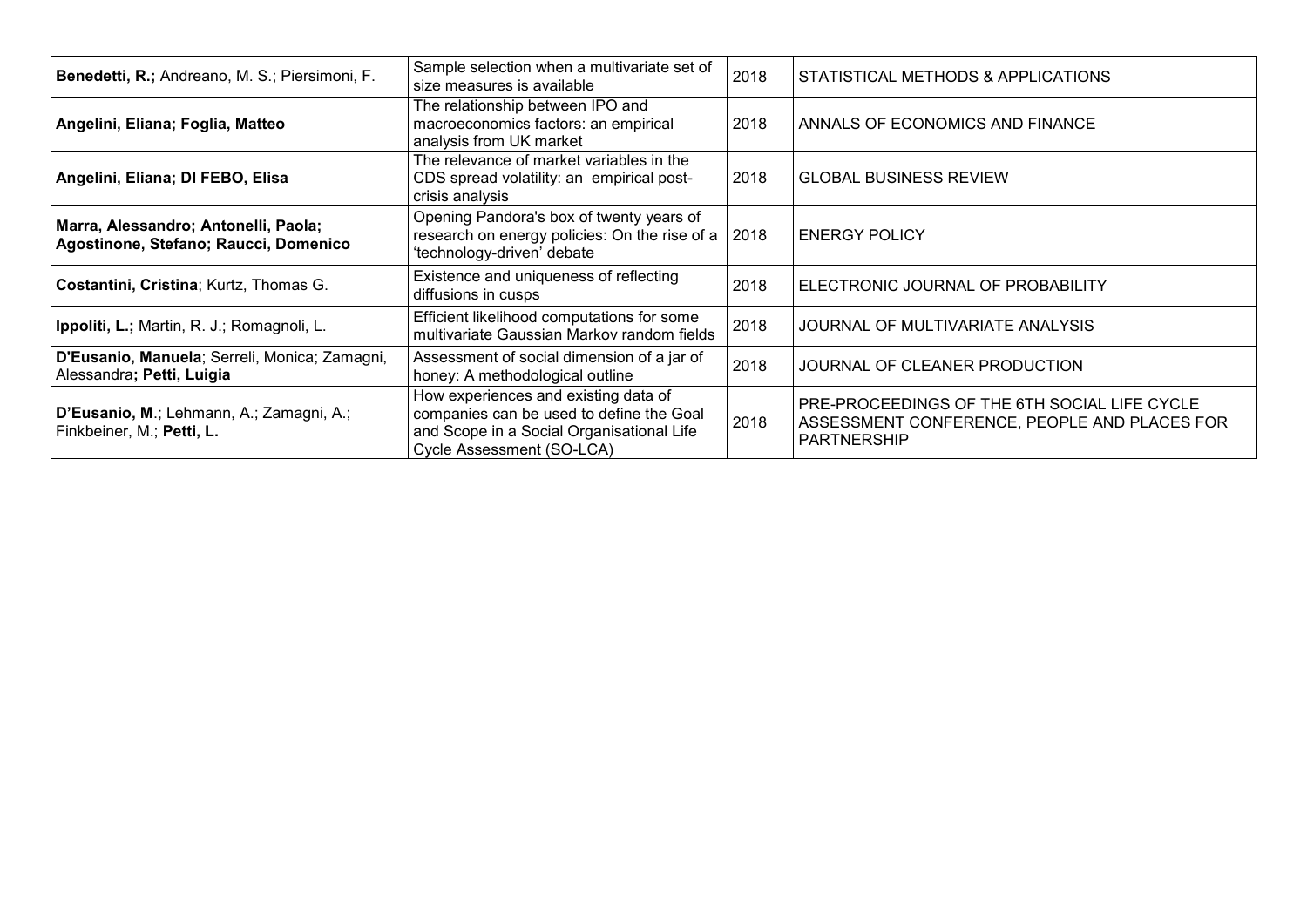| | | | |
|---|---|---|---|
| **Benedetti, R.;** Andreano, M. S.; Piersimoni, F. | Sample selection when a multivariate set of size measures is available | 2018 | STATISTICAL METHODS & APPLICATIONS |
| **Angelini, Eliana; Foglia, Matteo** | The relationship between IPO and macroeconomics factors: an empirical analysis from UK market | 2018 | ANNALS OF ECONOMICS AND FINANCE |
| **Angelini, Eliana; DI FEBO, Elisa** | The relevance of market variables in the CDS spread volatility: an empirical post-crisis analysis | 2018 | GLOBAL BUSINESS REVIEW |
| **Marra, Alessandro; Antonelli, Paola; Agostinone, Stefano; Raucci, Domenico** | Opening Pandora's box of twenty years of research on energy policies: On the rise of a 'technology-driven' debate | 2018 | ENERGY POLICY |
| **Costantini, Cristina**; Kurtz, Thomas G. | Existence and uniqueness of reflecting diffusions in cusps | 2018 | ELECTRONIC JOURNAL OF PROBABILITY |
| **Ippoliti, L.;** Martin, R. J.; Romagnoli, L. | Efficient likelihood computations for some multivariate Gaussian Markov random fields | 2018 | JOURNAL OF MULTIVARIATE ANALYSIS |
| **D'Eusanio, Manuela**; Serreli, Monica; Zamagni, Alessandra**; Petti, Luigia** | Assessment of social dimension of a jar of honey: A methodological outline | 2018 | JOURNAL OF CLEANER PRODUCTION |
| **D'Eusanio, M**.; Lehmann, A.; Zamagni, A.; Finkbeiner, M.; **Petti, L.** | How experiences and existing data of companies can be used to define the Goal and Scope in a Social Organisational Life Cycle Assessment (SO-LCA) | 2018 | PRE-PROCEEDINGS OF THE 6TH SOCIAL LIFE CYCLE ASSESSMENT CONFERENCE, PEOPLE AND PLACES FOR PARTNERSHIP |